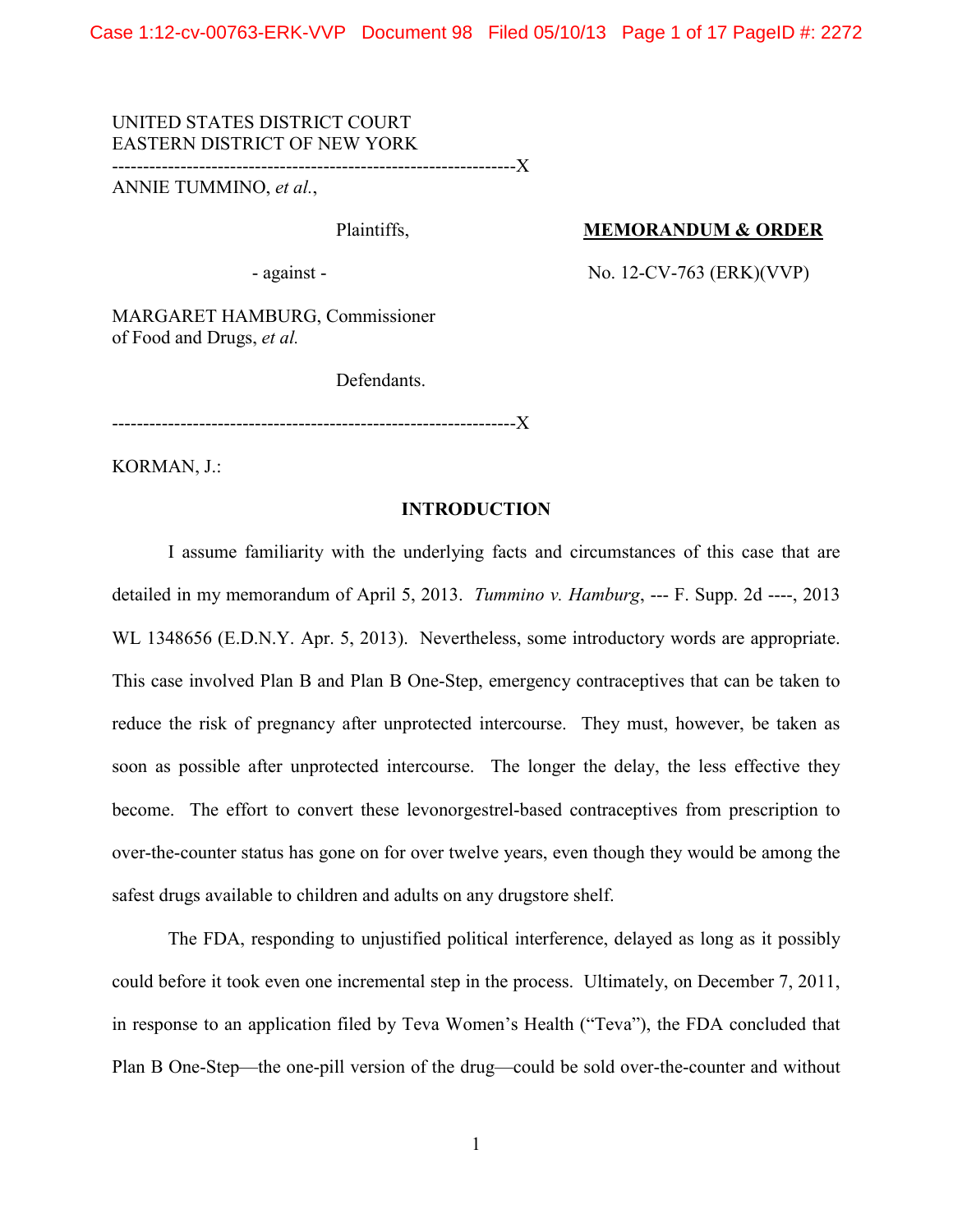UNITED STATES DISTRICT COURT
EASTERN DISTRICT OF NEW YORK

---------------------------------------------------------------X

ANNIE TUMMINO, *et al.*,

Plaintiffs,

- against -

MARGARET HAMBURG, Commissioner of Food and Drugs, *et al.*

Defendants.

---------------------------------------------------------------X

**MEMORANDUM & ORDER**

No. 12-CV-763 (ERK)(VVP)

KORMAN, J.:

## INTRODUCTION

I assume familiarity with the underlying facts and circumstances of this case that are detailed in my memorandum of April 5, 2013. *Tummino v. Hamburg*, --- F. Supp. 2d ----, 2013 WL 1348656 (E.D.N.Y. Apr. 5, 2013). Nevertheless, some introductory words are appropriate. This case involved Plan B and Plan B One-Step, emergency contraceptives that can be taken to reduce the risk of pregnancy after unprotected intercourse. They must, however, be taken as soon as possible after unprotected intercourse. The longer the delay, the less effective they become. The effort to convert these levonorgestrel-based contraceptives from prescription to over-the-counter status has gone on for over twelve years, even though they would be among the safest drugs available to children and adults on any drugstore shelf.

The FDA, responding to unjustified political interference, delayed as long as it possibly could before it took even one incremental step in the process. Ultimately, on December 7, 2011, in response to an application filed by Teva Women's Health ("Teva"), the FDA concluded that Plan B One-Step—the one-pill version of the drug—could be sold over-the-counter and without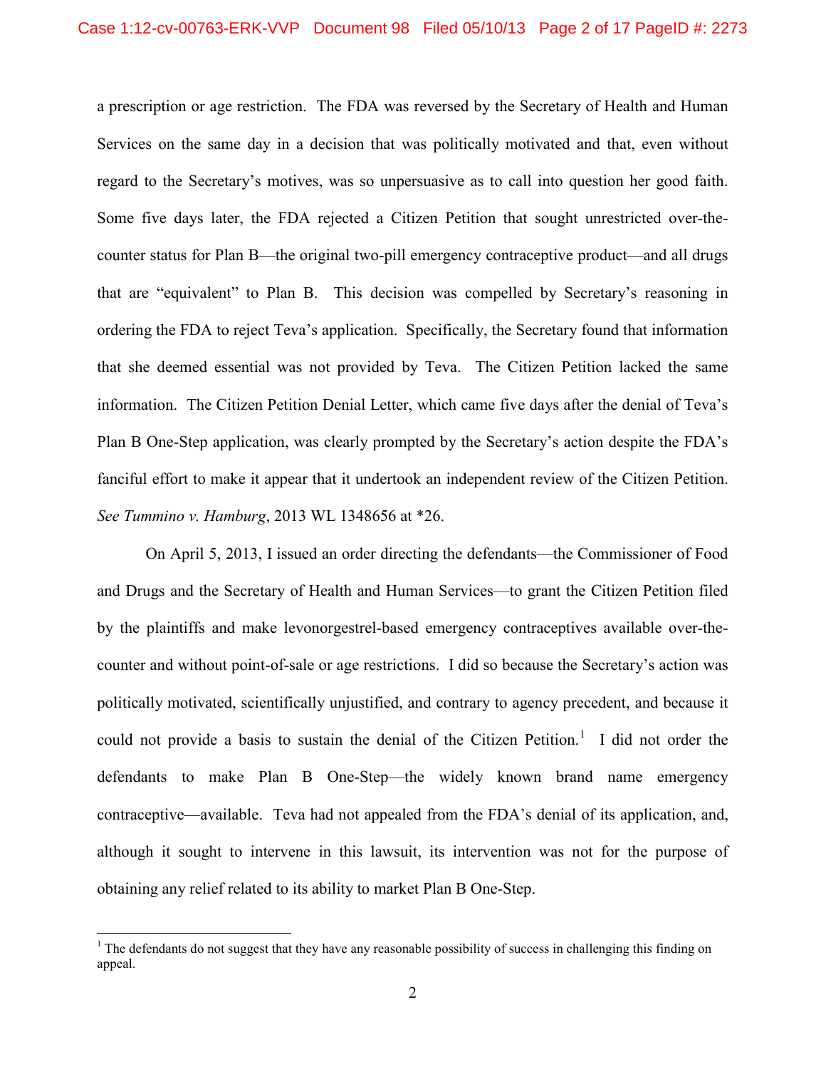a prescription or age restriction. The FDA was reversed by the Secretary of Health and Human Services on the same day in a decision that was politically motivated and that, even without regard to the Secretary's motives, was so unpersuasive as to call into question her good faith. Some five days later, the FDA rejected a Citizen Petition that sought unrestricted over-the-counter status for Plan B—the original two-pill emergency contraceptive product—and all drugs that are "equivalent" to Plan B. This decision was compelled by Secretary's reasoning in ordering the FDA to reject Teva's application. Specifically, the Secretary found that information that she deemed essential was not provided by Teva. The Citizen Petition lacked the same information. The Citizen Petition Denial Letter, which came five days after the denial of Teva's Plan B One-Step application, was clearly prompted by the Secretary's action despite the FDA's fanciful effort to make it appear that it undertook an independent review of the Citizen Petition. *See Tummino v. Hamburg*, 2013 WL 1348656 at *26.

On April 5, 2013, I issued an order directing the defendants—the Commissioner of Food and Drugs and the Secretary of Health and Human Services—to grant the Citizen Petition filed by the plaintiffs and make levonorgestrel-based emergency contraceptives available over-the-counter and without point-of-sale or age restrictions. I did so because the Secretary's action was politically motivated, scientifically unjustified, and contrary to agency precedent, and because it could not provide a basis to sustain the denial of the Citizen Petition.[1] I did not order the defendants to make Plan B One-Step—the widely known brand name emergency contraceptive—available. Teva had not appealed from the FDA's denial of its application, and, although it sought to intervene in this lawsuit, its intervention was not for the purpose of obtaining any relief related to its ability to market Plan B One-Step.

[1] The defendants do not suggest that they have any reasonable possibility of success in challenging this finding on appeal.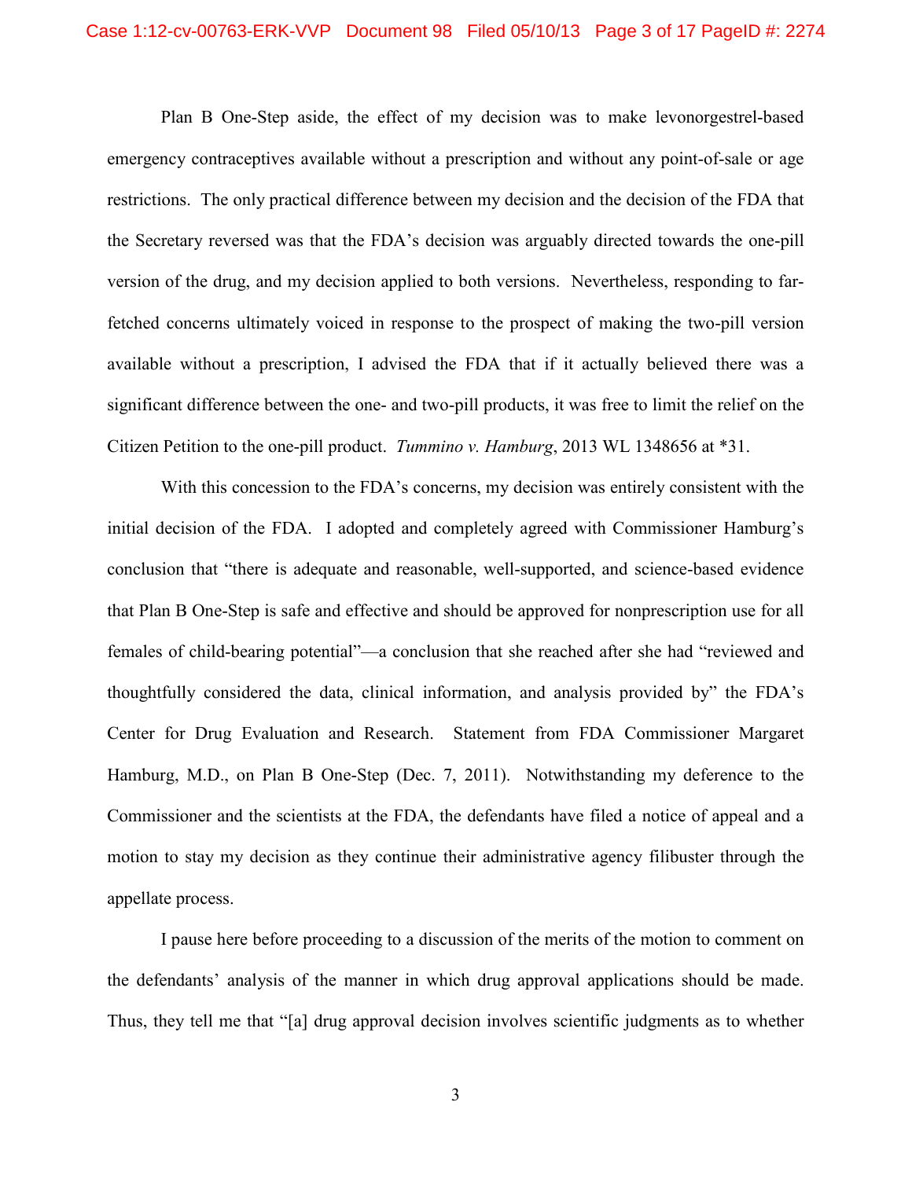Plan B One-Step aside, the effect of my decision was to make levonorgestrel-based emergency contraceptives available without a prescription and without any point-of-sale or age restrictions. The only practical difference between my decision and the decision of the FDA that the Secretary reversed was that the FDA's decision was arguably directed towards the one-pill version of the drug, and my decision applied to both versions. Nevertheless, responding to far-fetched concerns ultimately voiced in response to the prospect of making the two-pill version available without a prescription, I advised the FDA that if it actually believed there was a significant difference between the one- and two-pill products, it was free to limit the relief on the Citizen Petition to the one-pill product. *Tummino v. Hamburg*, 2013 WL 1348656 at *31.

With this concession to the FDA's concerns, my decision was entirely consistent with the initial decision of the FDA. I adopted and completely agreed with Commissioner Hamburg's conclusion that "there is adequate and reasonable, well-supported, and science-based evidence that Plan B One-Step is safe and effective and should be approved for nonprescription use for all females of child-bearing potential"—a conclusion that she reached after she had "reviewed and thoughtfully considered the data, clinical information, and analysis provided by" the FDA's Center for Drug Evaluation and Research. Statement from FDA Commissioner Margaret Hamburg, M.D., on Plan B One-Step (Dec. 7, 2011). Notwithstanding my deference to the Commissioner and the scientists at the FDA, the defendants have filed a notice of appeal and a motion to stay my decision as they continue their administrative agency filibuster through the appellate process.

I pause here before proceeding to a discussion of the merits of the motion to comment on the defendants' analysis of the manner in which drug approval applications should be made. Thus, they tell me that "[a] drug approval decision involves scientific judgments as to whether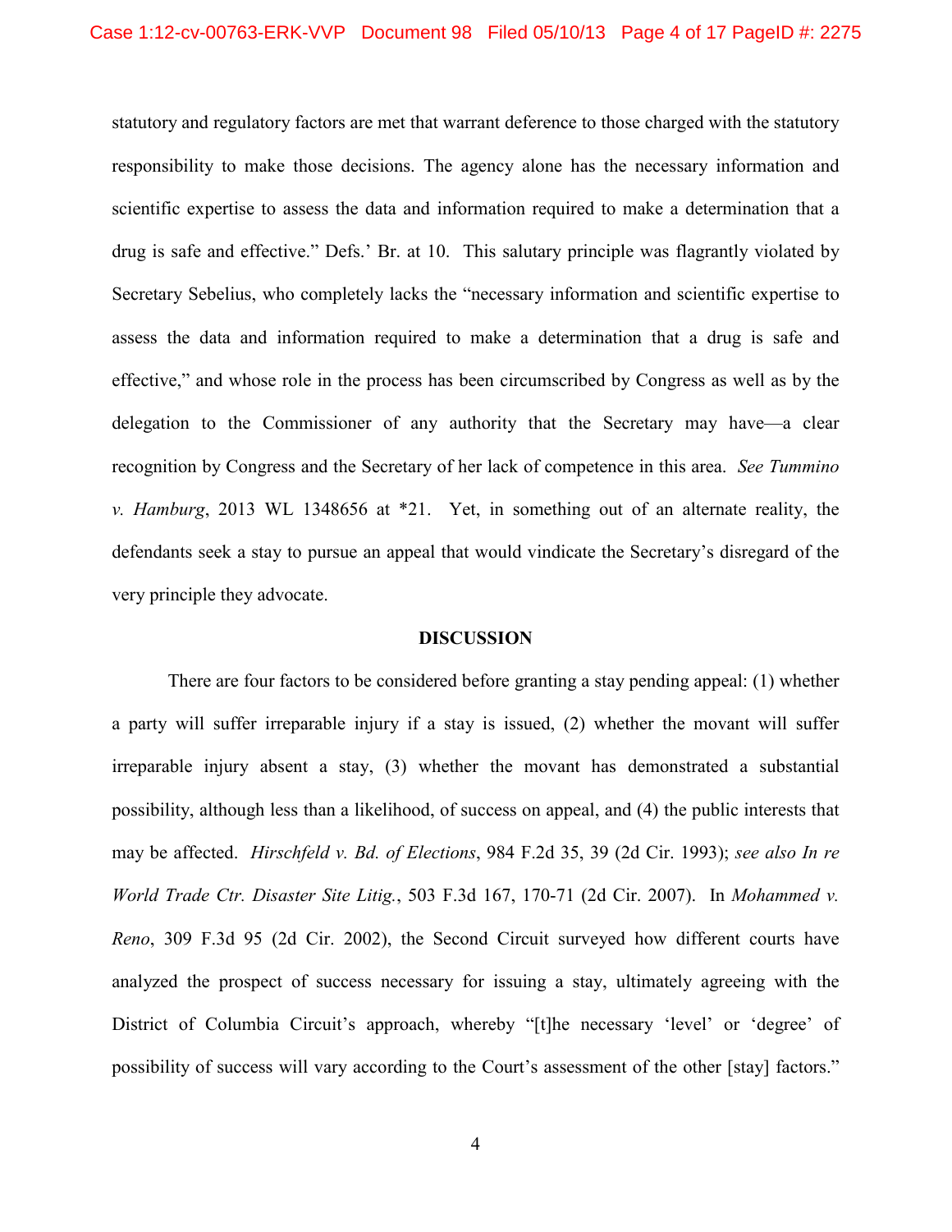statutory and regulatory factors are met that warrant deference to those charged with the statutory responsibility to make those decisions. The agency alone has the necessary information and scientific expertise to assess the data and information required to make a determination that a drug is safe and effective." Defs.' Br. at 10. This salutary principle was flagrantly violated by Secretary Sebelius, who completely lacks the "necessary information and scientific expertise to assess the data and information required to make a determination that a drug is safe and effective," and whose role in the process has been circumscribed by Congress as well as by the delegation to the Commissioner of any authority that the Secretary may have—a clear recognition by Congress and the Secretary of her lack of competence in this area. *See Tummino v. Hamburg*, 2013 WL 1348656 at *21. Yet, in something out of an alternate reality, the defendants seek a stay to pursue an appeal that would vindicate the Secretary's disregard of the very principle they advocate.

**DISCUSSION**

There are four factors to be considered before granting a stay pending appeal: (1) whether a party will suffer irreparable injury if a stay is issued, (2) whether the movant will suffer irreparable injury absent a stay, (3) whether the movant has demonstrated a substantial possibility, although less than a likelihood, of success on appeal, and (4) the public interests that may be affected. *Hirschfeld v. Bd. of Elections*, 984 F.2d 35, 39 (2d Cir. 1993); *see also In re World Trade Ctr. Disaster Site Litig.*, 503 F.3d 167, 170-71 (2d Cir. 2007). In *Mohammed v. Reno*, 309 F.3d 95 (2d Cir. 2002), the Second Circuit surveyed how different courts have analyzed the prospect of success necessary for issuing a stay, ultimately agreeing with the District of Columbia Circuit's approach, whereby "[t]he necessary 'level' or 'degree' of possibility of success will vary according to the Court's assessment of the other [stay] factors."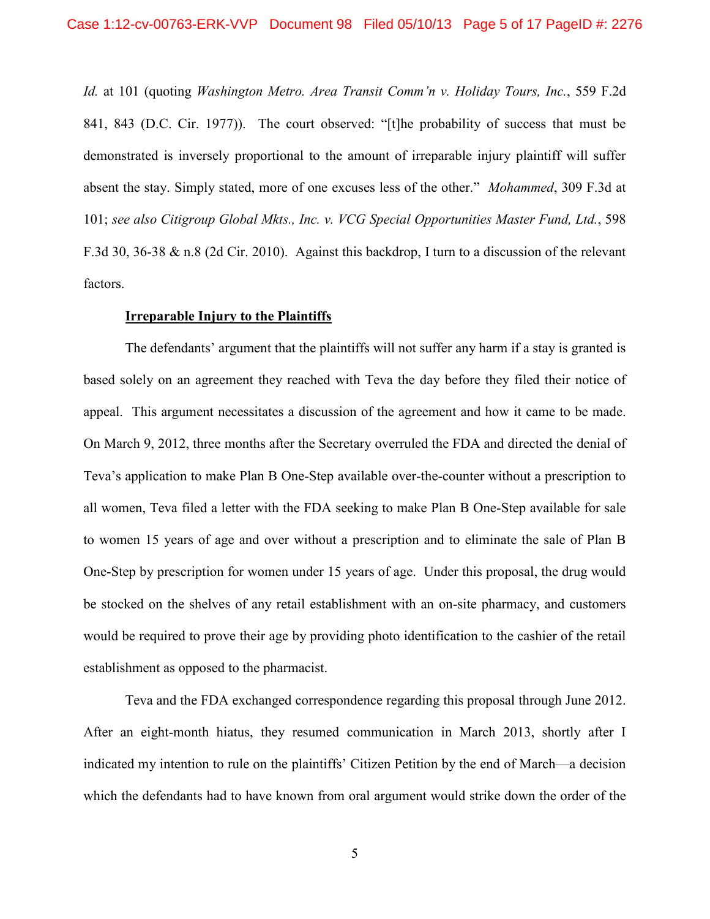*Id.* at 101 (quoting *Washington Metro. Area Transit Comm'n v. Holiday Tours, Inc.*, 559 F.2d 841, 843 (D.C. Cir. 1977)). The court observed: "[t]he probability of success that must be demonstrated is inversely proportional to the amount of irreparable injury plaintiff will suffer absent the stay. Simply stated, more of one excuses less of the other." *Mohammed*, 309 F.3d at 101; *see also Citigroup Global Mkts., Inc. v. VCG Special Opportunities Master Fund, Ltd.*, 598 F.3d 30, 36-38 & n.8 (2d Cir. 2010). Against this backdrop, I turn to a discussion of the relevant factors.

**<u>Irreparable Injury to the Plaintiffs</u>**

The defendants' argument that the plaintiffs will not suffer any harm if a stay is granted is based solely on an agreement they reached with Teva the day before they filed their notice of appeal. This argument necessitates a discussion of the agreement and how it came to be made. On March 9, 2012, three months after the Secretary overruled the FDA and directed the denial of Teva's application to make Plan B One-Step available over-the-counter without a prescription to all women, Teva filed a letter with the FDA seeking to make Plan B One-Step available for sale to women 15 years of age and over without a prescription and to eliminate the sale of Plan B One-Step by prescription for women under 15 years of age. Under this proposal, the drug would be stocked on the shelves of any retail establishment with an on-site pharmacy, and customers would be required to prove their age by providing photo identification to the cashier of the retail establishment as opposed to the pharmacist.

Teva and the FDA exchanged correspondence regarding this proposal through June 2012. After an eight-month hiatus, they resumed communication in March 2013, shortly after I indicated my intention to rule on the plaintiffs' Citizen Petition by the end of March—a decision which the defendants had to have known from oral argument would strike down the order of the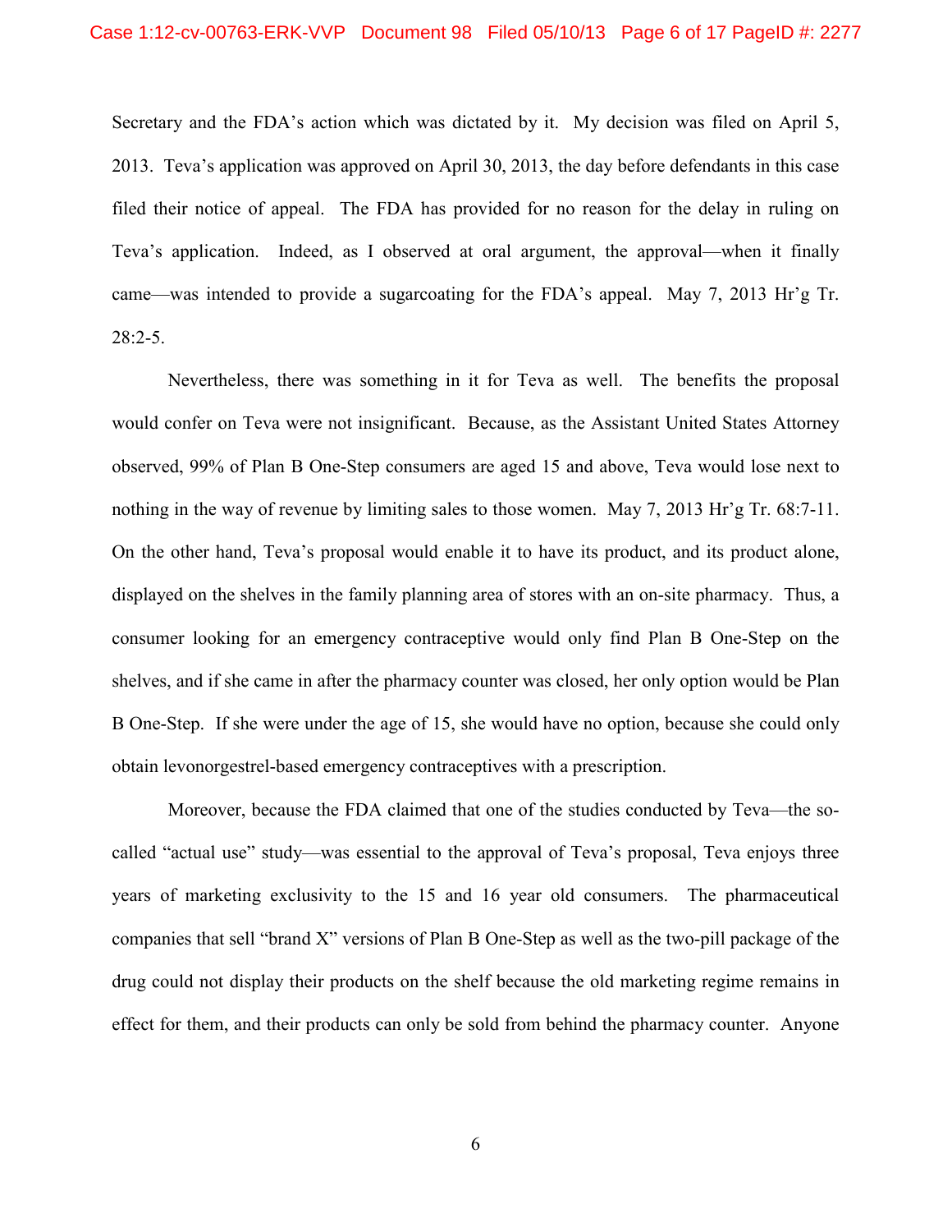Secretary and the FDA's action which was dictated by it. My decision was filed on April 5, 2013. Teva's application was approved on April 30, 2013, the day before defendants in this case filed their notice of appeal. The FDA has provided for no reason for the delay in ruling on Teva's application. Indeed, as I observed at oral argument, the approval—when it finally came—was intended to provide a sugarcoating for the FDA's appeal. May 7, 2013 Hr'g Tr. 28:2-5.

Nevertheless, there was something in it for Teva as well. The benefits the proposal would confer on Teva were not insignificant. Because, as the Assistant United States Attorney observed, 99% of Plan B One-Step consumers are aged 15 and above, Teva would lose next to nothing in the way of revenue by limiting sales to those women. May 7, 2013 Hr'g Tr. 68:7-11. On the other hand, Teva's proposal would enable it to have its product, and its product alone, displayed on the shelves in the family planning area of stores with an on-site pharmacy. Thus, a consumer looking for an emergency contraceptive would only find Plan B One-Step on the shelves, and if she came in after the pharmacy counter was closed, her only option would be Plan B One-Step. If she were under the age of 15, she would have no option, because she could only obtain levonorgestrel-based emergency contraceptives with a prescription.

Moreover, because the FDA claimed that one of the studies conducted by Teva—the so-called "actual use" study—was essential to the approval of Teva's proposal, Teva enjoys three years of marketing exclusivity to the 15 and 16 year old consumers. The pharmaceutical companies that sell "brand X" versions of Plan B One-Step as well as the two-pill package of the drug could not display their products on the shelf because the old marketing regime remains in effect for them, and their products can only be sold from behind the pharmacy counter. Anyone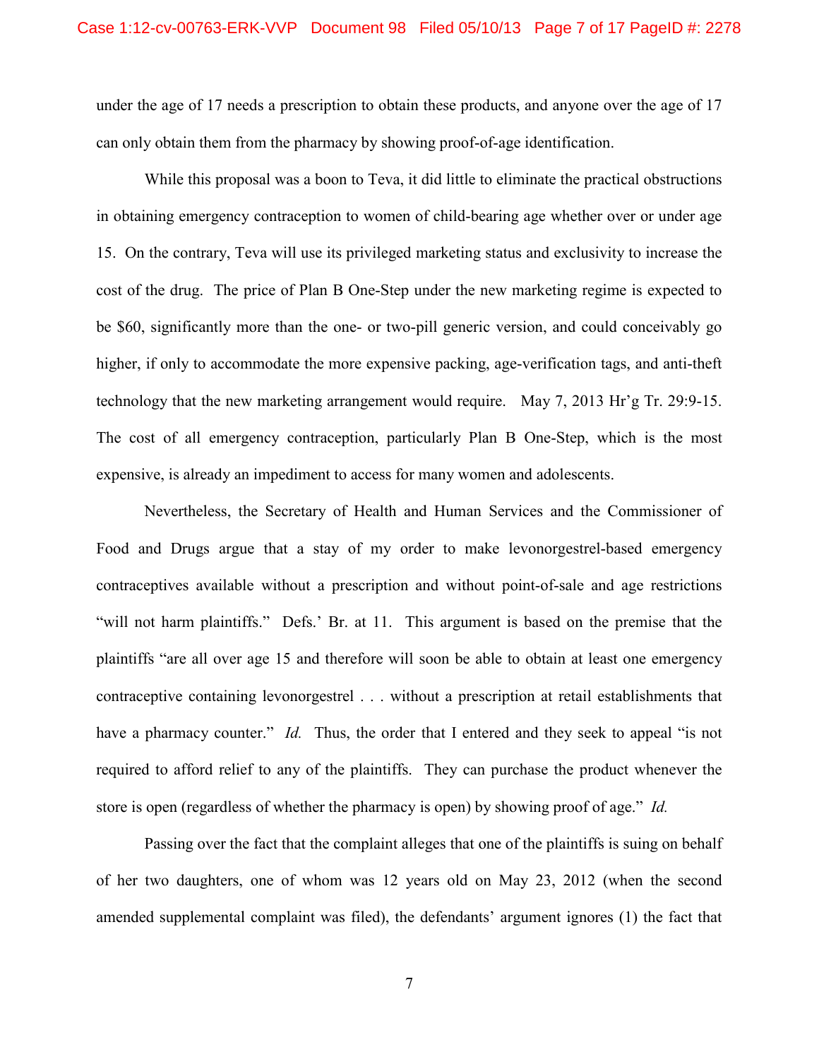under the age of 17 needs a prescription to obtain these products, and anyone over the age of 17 can only obtain them from the pharmacy by showing proof-of-age identification.

While this proposal was a boon to Teva, it did little to eliminate the practical obstructions in obtaining emergency contraception to women of child-bearing age whether over or under age 15. On the contrary, Teva will use its privileged marketing status and exclusivity to increase the cost of the drug. The price of Plan B One-Step under the new marketing regime is expected to be $60, significantly more than the one- or two-pill generic version, and could conceivably go higher, if only to accommodate the more expensive packing, age-verification tags, and anti-theft technology that the new marketing arrangement would require. May 7, 2013 Hr'g Tr. 29:9-15. The cost of all emergency contraception, particularly Plan B One-Step, which is the most expensive, is already an impediment to access for many women and adolescents.

Nevertheless, the Secretary of Health and Human Services and the Commissioner of Food and Drugs argue that a stay of my order to make levonorgestrel-based emergency contraceptives available without a prescription and without point-of-sale and age restrictions "will not harm plaintiffs." Defs.' Br. at 11. This argument is based on the premise that the plaintiffs "are all over age 15 and therefore will soon be able to obtain at least one emergency contraceptive containing levonorgestrel . . . without a prescription at retail establishments that have a pharmacy counter." *Id.* Thus, the order that I entered and they seek to appeal "is not required to afford relief to any of the plaintiffs. They can purchase the product whenever the store is open (regardless of whether the pharmacy is open) by showing proof of age." *Id.*

Passing over the fact that the complaint alleges that one of the plaintiffs is suing on behalf of her two daughters, one of whom was 12 years old on May 23, 2012 (when the second amended supplemental complaint was filed), the defendants' argument ignores (1) the fact that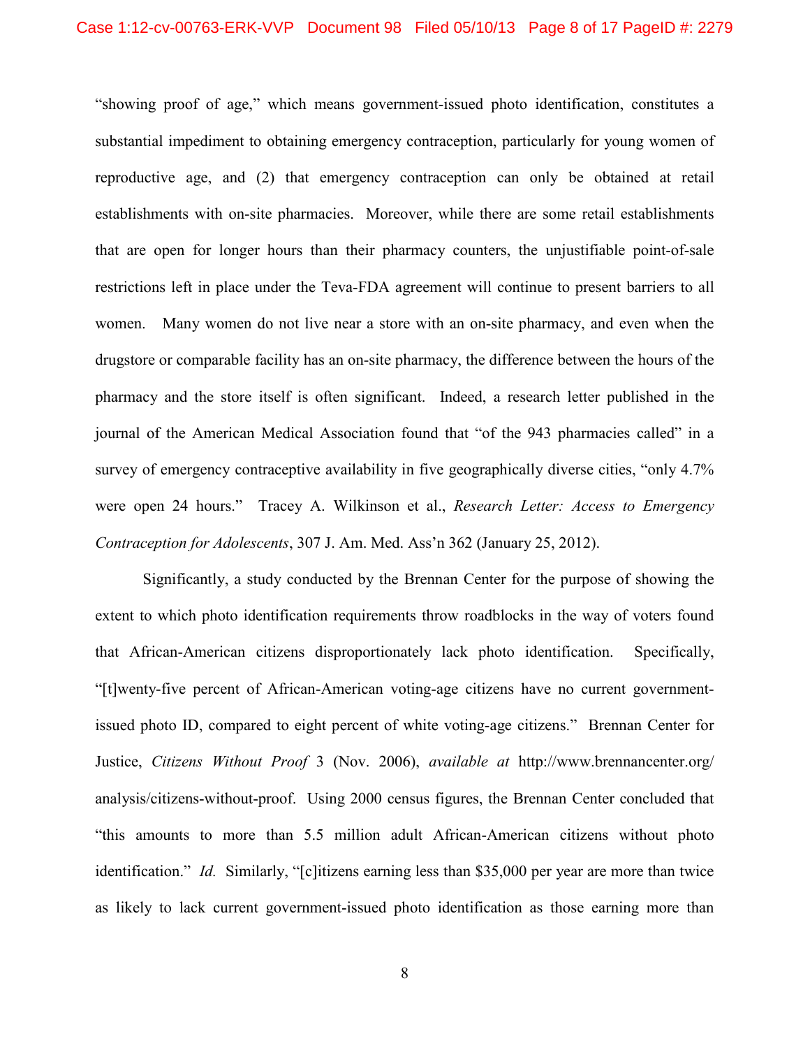"showing proof of age," which means government-issued photo identification, constitutes a substantial impediment to obtaining emergency contraception, particularly for young women of reproductive age, and (2) that emergency contraception can only be obtained at retail establishments with on-site pharmacies. Moreover, while there are some retail establishments that are open for longer hours than their pharmacy counters, the unjustifiable point-of-sale restrictions left in place under the Teva-FDA agreement will continue to present barriers to all women. Many women do not live near a store with an on-site pharmacy, and even when the drugstore or comparable facility has an on-site pharmacy, the difference between the hours of the pharmacy and the store itself is often significant. Indeed, a research letter published in the journal of the American Medical Association found that "of the 943 pharmacies called" in a survey of emergency contraceptive availability in five geographically diverse cities, "only 4.7% were open 24 hours." Tracey A. Wilkinson et al., *Research Letter: Access to Emergency Contraception for Adolescents*, 307 J. Am. Med. Ass'n 362 (January 25, 2012).

Significantly, a study conducted by the Brennan Center for the purpose of showing the extent to which photo identification requirements throw roadblocks in the way of voters found that African-American citizens disproportionately lack photo identification. Specifically, "[t]wenty-five percent of African-American voting-age citizens have no current government-issued photo ID, compared to eight percent of white voting-age citizens." Brennan Center for Justice, *Citizens Without Proof* 3 (Nov. 2006), *available at* http://www.brennancenter.org/analysis/citizens-without-proof. Using 2000 census figures, the Brennan Center concluded that "this amounts to more than 5.5 million adult African-American citizens without photo identification." *Id.* Similarly, "[c]itizens earning less than $35,000 per year are more than twice as likely to lack current government-issued photo identification as those earning more than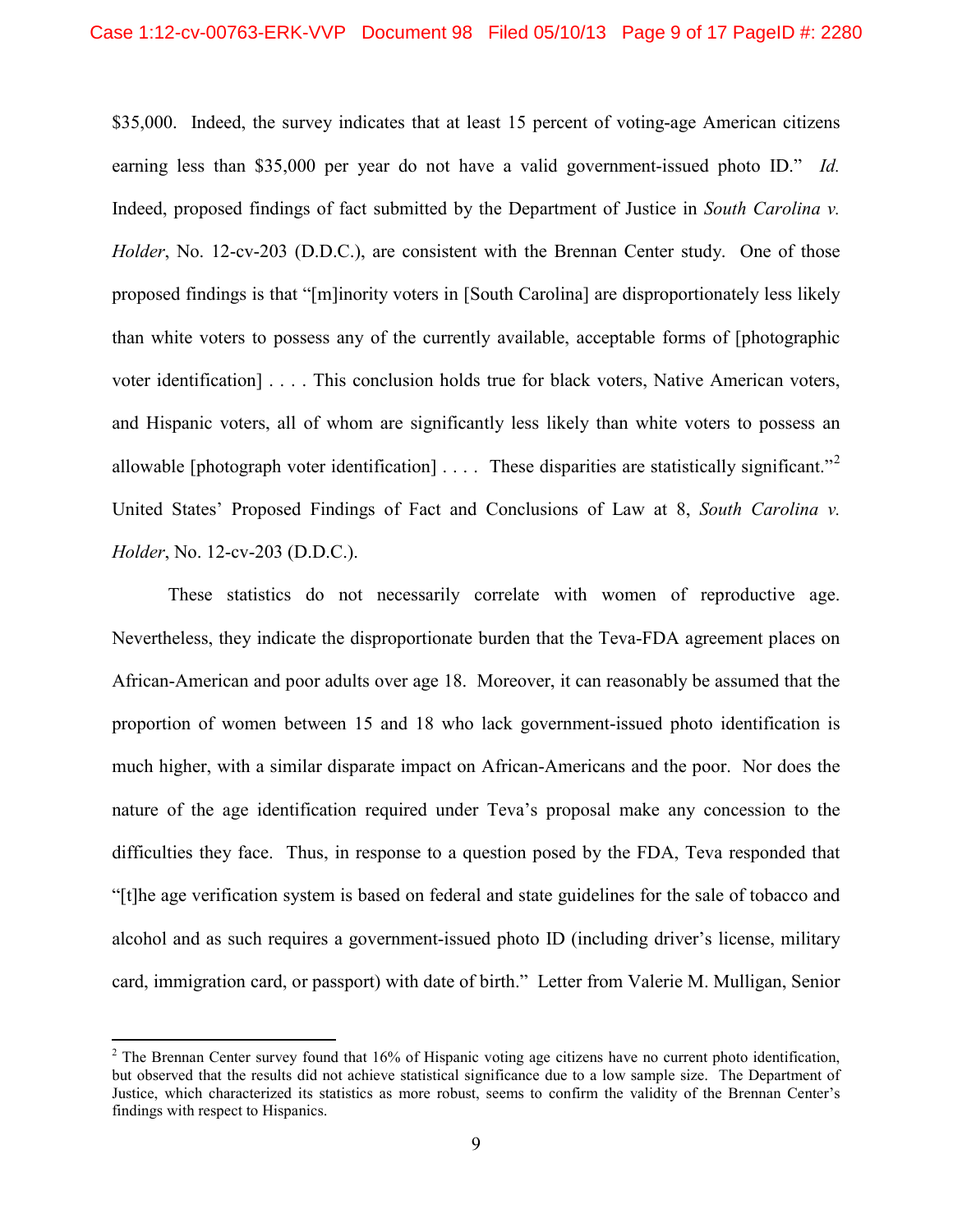$35,000. Indeed, the survey indicates that at least 15 percent of voting-age American citizens earning less than $35,000 per year do not have a valid government-issued photo ID." *Id.* Indeed, proposed findings of fact submitted by the Department of Justice in *South Carolina v. Holder*, No. 12-cv-203 (D.D.C.), are consistent with the Brennan Center study. One of those proposed findings is that "[m]inority voters in [South Carolina] are disproportionately less likely than white voters to possess any of the currently available, acceptable forms of [photographic voter identification] . . . . This conclusion holds true for black voters, Native American voters, and Hispanic voters, all of whom are significantly less likely than white voters to possess an allowable [photograph voter identification] . . . . These disparities are statistically significant."[2] United States' Proposed Findings of Fact and Conclusions of Law at 8, *South Carolina v. Holder*, No. 12-cv-203 (D.D.C.).

These statistics do not necessarily correlate with women of reproductive age. Nevertheless, they indicate the disproportionate burden that the Teva-FDA agreement places on African-American and poor adults over age 18. Moreover, it can reasonably be assumed that the proportion of women between 15 and 18 who lack government-issued photo identification is much higher, with a similar disparate impact on African-Americans and the poor. Nor does the nature of the age identification required under Teva's proposal make any concession to the difficulties they face. Thus, in response to a question posed by the FDA, Teva responded that "[t]he age verification system is based on federal and state guidelines for the sale of tobacco and alcohol and as such requires a government-issued photo ID (including driver's license, military card, immigration card, or passport) with date of birth." Letter from Valerie M. Mulligan, Senior

---

[2] The Brennan Center survey found that 16% of Hispanic voting age citizens have no current photo identification, but observed that the results did not achieve statistical significance due to a low sample size. The Department of Justice, which characterized its statistics as more robust, seems to confirm the validity of the Brennan Center's findings with respect to Hispanics.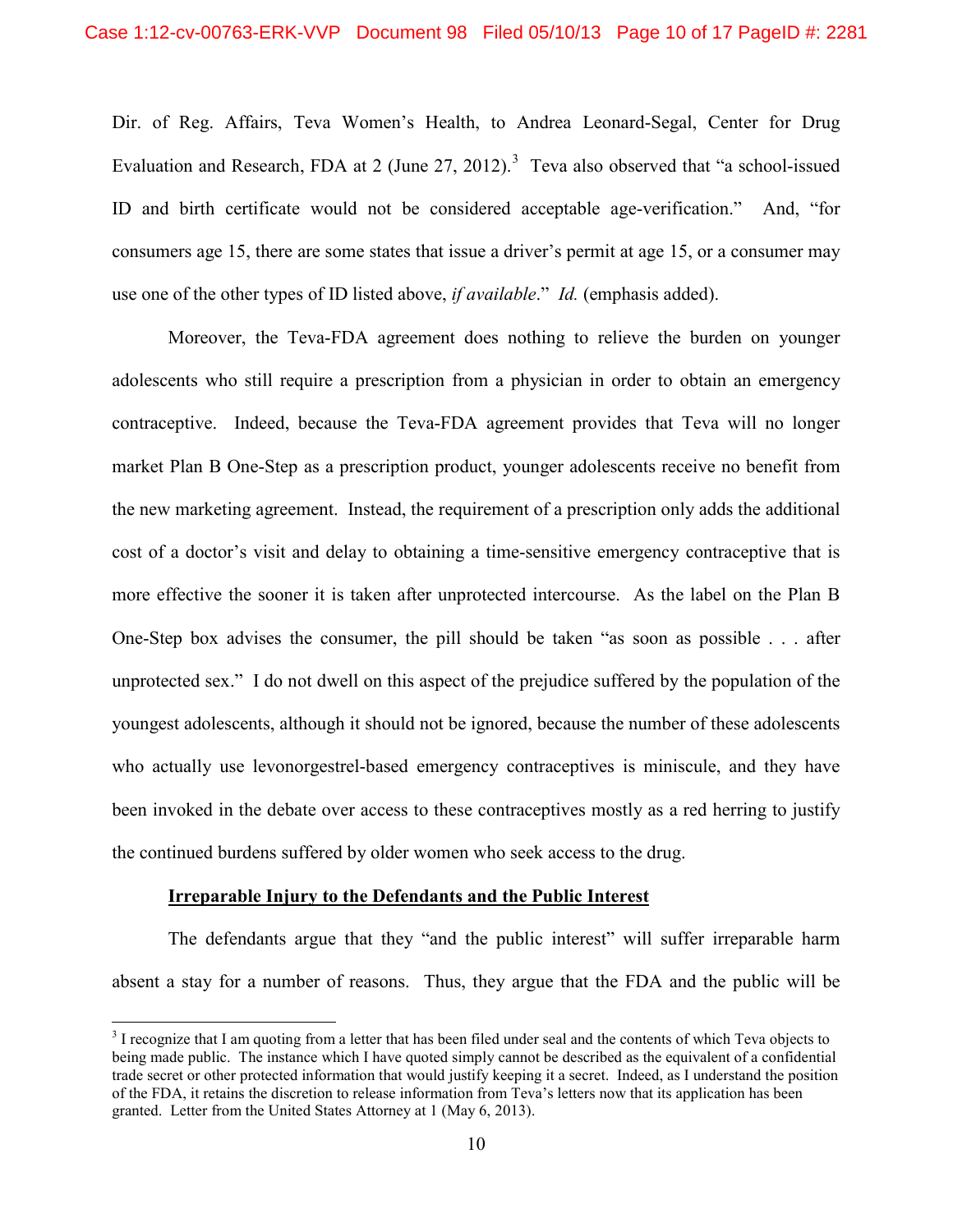Dir. of Reg. Affairs, Teva Women's Health, to Andrea Leonard-Segal, Center for Drug Evaluation and Research, FDA at 2 (June 27, 2012).[3] Teva also observed that "a school-issued ID and birth certificate would not be considered acceptable age-verification." And, "for consumers age 15, there are some states that issue a driver's permit at age 15, or a consumer may use one of the other types of ID listed above, *if available*." *Id.* (emphasis added).

Moreover, the Teva-FDA agreement does nothing to relieve the burden on younger adolescents who still require a prescription from a physician in order to obtain an emergency contraceptive. Indeed, because the Teva-FDA agreement provides that Teva will no longer market Plan B One-Step as a prescription product, younger adolescents receive no benefit from the new marketing agreement. Instead, the requirement of a prescription only adds the additional cost of a doctor's visit and delay to obtaining a time-sensitive emergency contraceptive that is more effective the sooner it is taken after unprotected intercourse. As the label on the Plan B One-Step box advises the consumer, the pill should be taken "as soon as possible . . . after unprotected sex." I do not dwell on this aspect of the prejudice suffered by the population of the youngest adolescents, although it should not be ignored, because the number of these adolescents who actually use levonorgestrel-based emergency contraceptives is miniscule, and they have been invoked in the debate over access to these contraceptives mostly as a red herring to justify the continued burdens suffered by older women who seek access to the drug.

**Irreparable Injury to the Defendants and the Public Interest**

The defendants argue that they "and the public interest" will suffer irreparable harm absent a stay for a number of reasons. Thus, they argue that the FDA and the public will be

[3] I recognize that I am quoting from a letter that has been filed under seal and the contents of which Teva objects to being made public. The instance which I have quoted simply cannot be described as the equivalent of a confidential trade secret or other protected information that would justify keeping it a secret. Indeed, as I understand the position of the FDA, it retains the discretion to release information from Teva's letters now that its application has been granted. Letter from the United States Attorney at 1 (May 6, 2013).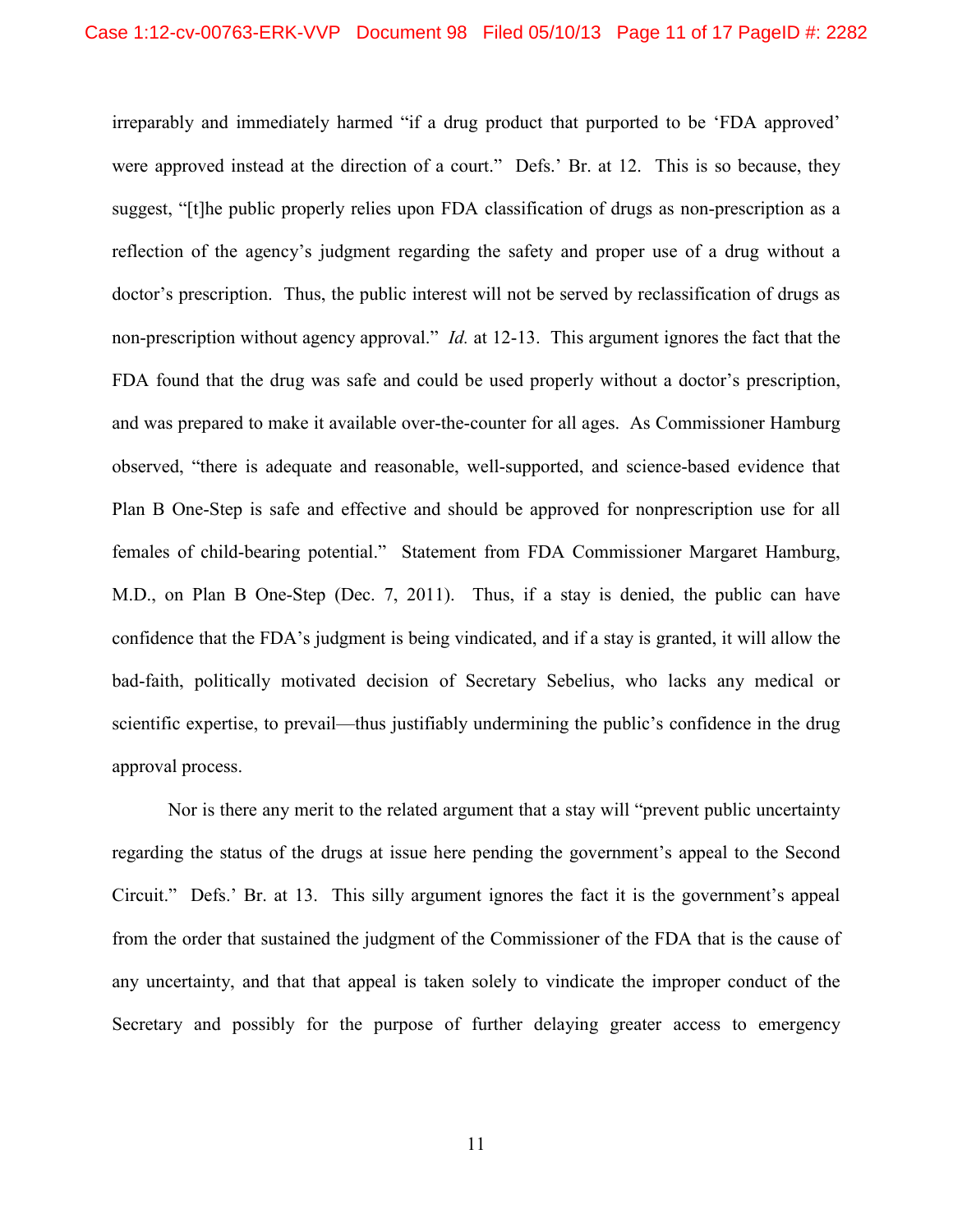irreparably and immediately harmed "if a drug product that purported to be 'FDA approved' were approved instead at the direction of a court." Defs.' Br. at 12. This is so because, they suggest, "[t]he public properly relies upon FDA classification of drugs as non-prescription as a reflection of the agency's judgment regarding the safety and proper use of a drug without a doctor's prescription. Thus, the public interest will not be served by reclassification of drugs as non-prescription without agency approval." *Id.* at 12-13. This argument ignores the fact that the FDA found that the drug was safe and could be used properly without a doctor's prescription, and was prepared to make it available over-the-counter for all ages. As Commissioner Hamburg observed, "there is adequate and reasonable, well-supported, and science-based evidence that Plan B One-Step is safe and effective and should be approved for nonprescription use for all females of child-bearing potential." Statement from FDA Commissioner Margaret Hamburg, M.D., on Plan B One-Step (Dec. 7, 2011). Thus, if a stay is denied, the public can have confidence that the FDA's judgment is being vindicated, and if a stay is granted, it will allow the bad-faith, politically motivated decision of Secretary Sebelius, who lacks any medical or scientific expertise, to prevail—thus justifiably undermining the public's confidence in the drug approval process.

Nor is there any merit to the related argument that a stay will "prevent public uncertainty regarding the status of the drugs at issue here pending the government's appeal to the Second Circuit." Defs.' Br. at 13. This silly argument ignores the fact it is the government's appeal from the order that sustained the judgment of the Commissioner of the FDA that is the cause of any uncertainty, and that that appeal is taken solely to vindicate the improper conduct of the Secretary and possibly for the purpose of further delaying greater access to emergency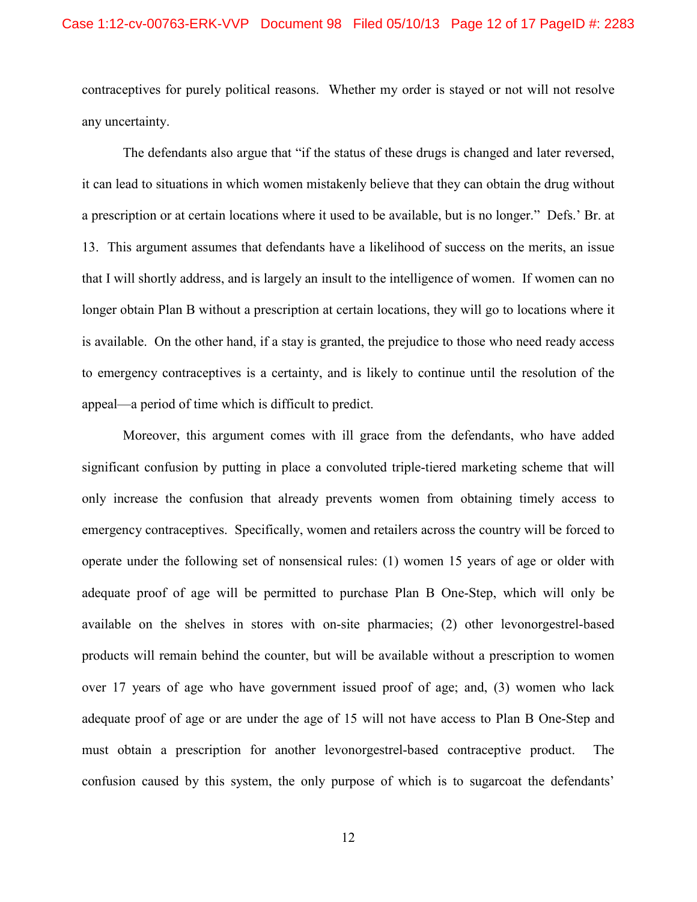contraceptives for purely political reasons. Whether my order is stayed or not will not resolve any uncertainty.

The defendants also argue that "if the status of these drugs is changed and later reversed, it can lead to situations in which women mistakenly believe that they can obtain the drug without a prescription or at certain locations where it used to be available, but is no longer." Defs.' Br. at 13. This argument assumes that defendants have a likelihood of success on the merits, an issue that I will shortly address, and is largely an insult to the intelligence of women. If women can no longer obtain Plan B without a prescription at certain locations, they will go to locations where it is available. On the other hand, if a stay is granted, the prejudice to those who need ready access to emergency contraceptives is a certainty, and is likely to continue until the resolution of the appeal—a period of time which is difficult to predict.

Moreover, this argument comes with ill grace from the defendants, who have added significant confusion by putting in place a convoluted triple-tiered marketing scheme that will only increase the confusion that already prevents women from obtaining timely access to emergency contraceptives. Specifically, women and retailers across the country will be forced to operate under the following set of nonsensical rules: (1) women 15 years of age or older with adequate proof of age will be permitted to purchase Plan B One-Step, which will only be available on the shelves in stores with on-site pharmacies; (2) other levonorgestrel-based products will remain behind the counter, but will be available without a prescription to women over 17 years of age who have government issued proof of age; and, (3) women who lack adequate proof of age or are under the age of 15 will not have access to Plan B One-Step and must obtain a prescription for another levonorgestrel-based contraceptive product. The confusion caused by this system, the only purpose of which is to sugarcoat the defendants'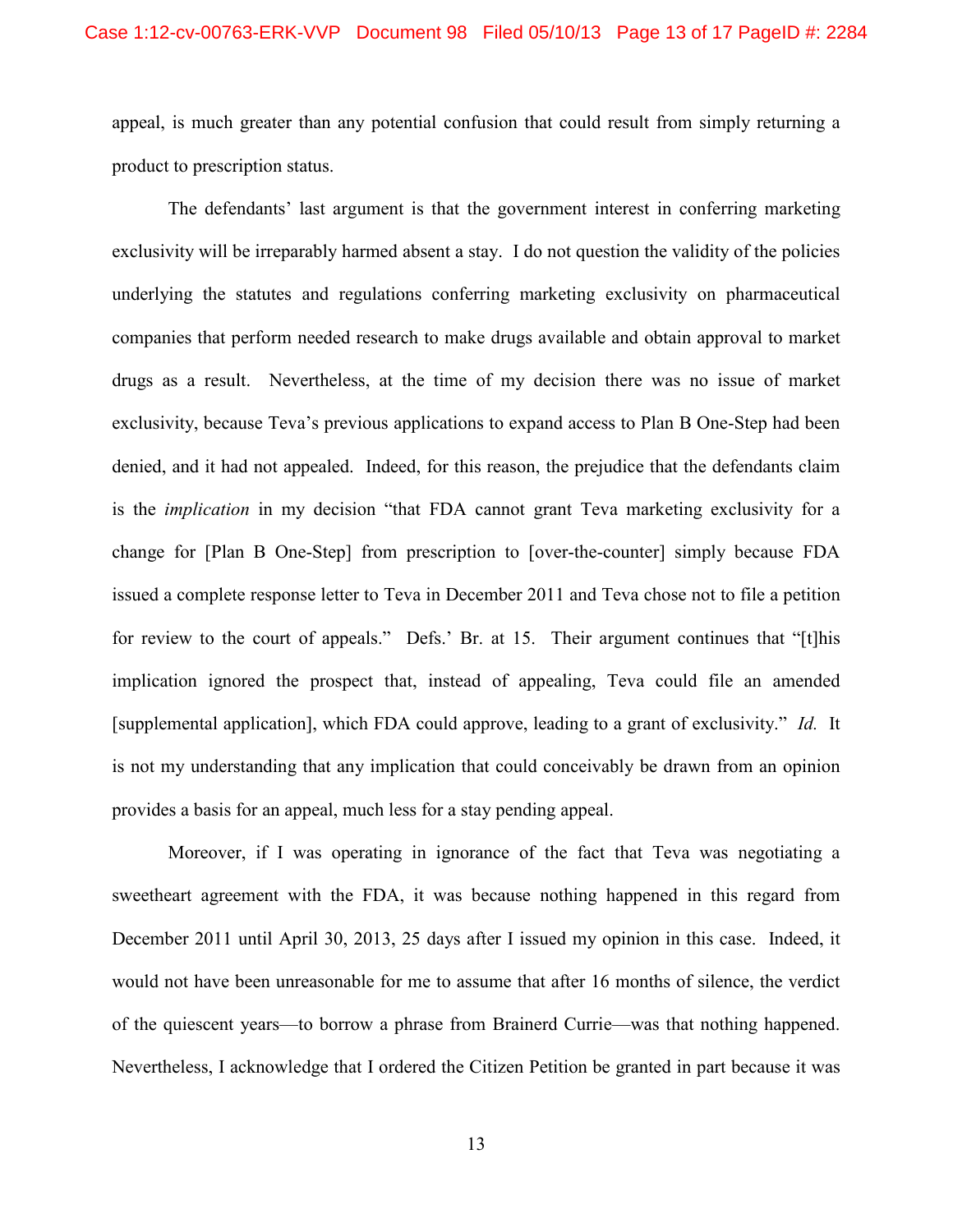appeal, is much greater than any potential confusion that could result from simply returning a product to prescription status.

The defendants' last argument is that the government interest in conferring marketing exclusivity will be irreparably harmed absent a stay. I do not question the validity of the policies underlying the statutes and regulations conferring marketing exclusivity on pharmaceutical companies that perform needed research to make drugs available and obtain approval to market drugs as a result. Nevertheless, at the time of my decision there was no issue of market exclusivity, because Teva's previous applications to expand access to Plan B One-Step had been denied, and it had not appealed. Indeed, for this reason, the prejudice that the defendants claim is the *implication* in my decision "that FDA cannot grant Teva marketing exclusivity for a change for [Plan B One-Step] from prescription to [over-the-counter] simply because FDA issued a complete response letter to Teva in December 2011 and Teva chose not to file a petition for review to the court of appeals." Defs.' Br. at 15. Their argument continues that "[t]his implication ignored the prospect that, instead of appealing, Teva could file an amended [supplemental application], which FDA could approve, leading to a grant of exclusivity." *Id.* It is not my understanding that any implication that could conceivably be drawn from an opinion provides a basis for an appeal, much less for a stay pending appeal.

Moreover, if I was operating in ignorance of the fact that Teva was negotiating a sweetheart agreement with the FDA, it was because nothing happened in this regard from December 2011 until April 30, 2013, 25 days after I issued my opinion in this case. Indeed, it would not have been unreasonable for me to assume that after 16 months of silence, the verdict of the quiescent years—to borrow a phrase from Brainerd Currie—was that nothing happened. Nevertheless, I acknowledge that I ordered the Citizen Petition be granted in part because it was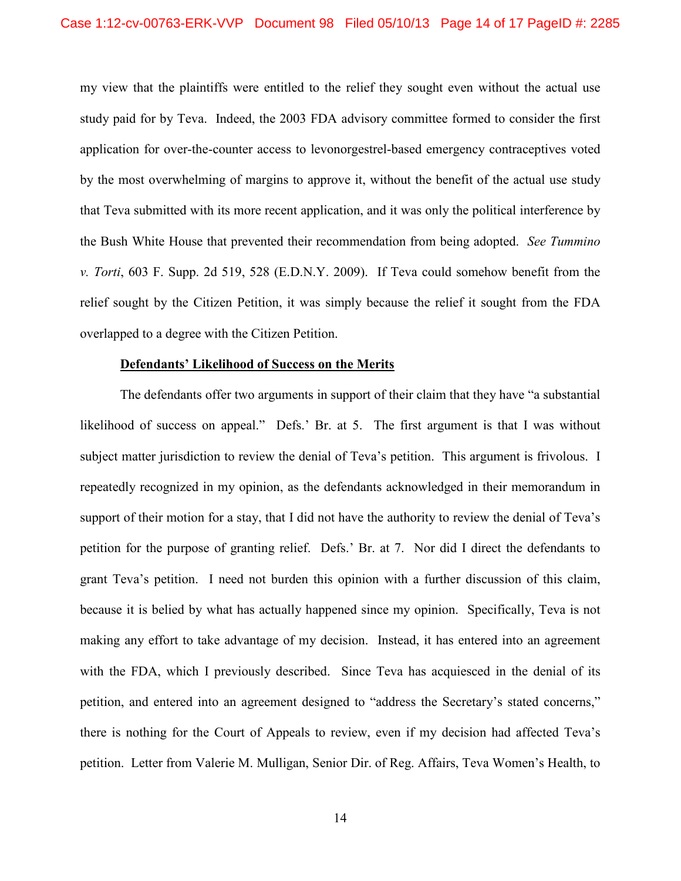my view that the plaintiffs were entitled to the relief they sought even without the actual use study paid for by Teva. Indeed, the 2003 FDA advisory committee formed to consider the first application for over-the-counter access to levonorgestrel-based emergency contraceptives voted by the most overwhelming of margins to approve it, without the benefit of the actual use study that Teva submitted with its more recent application, and it was only the political interference by the Bush White House that prevented their recommendation from being adopted. *See Tummino v. Torti*, 603 F. Supp. 2d 519, 528 (E.D.N.Y. 2009). If Teva could somehow benefit from the relief sought by the Citizen Petition, it was simply because the relief it sought from the FDA overlapped to a degree with the Citizen Petition.

**Defendants' Likelihood of Success on the Merits**

The defendants offer two arguments in support of their claim that they have "a substantial likelihood of success on appeal." Defs.' Br. at 5. The first argument is that I was without subject matter jurisdiction to review the denial of Teva's petition. This argument is frivolous. I repeatedly recognized in my opinion, as the defendants acknowledged in their memorandum in support of their motion for a stay, that I did not have the authority to review the denial of Teva's petition for the purpose of granting relief. Defs.' Br. at 7. Nor did I direct the defendants to grant Teva's petition. I need not burden this opinion with a further discussion of this claim, because it is belied by what has actually happened since my opinion. Specifically, Teva is not making any effort to take advantage of my decision. Instead, it has entered into an agreement with the FDA, which I previously described. Since Teva has acquiesced in the denial of its petition, and entered into an agreement designed to "address the Secretary's stated concerns," there is nothing for the Court of Appeals to review, even if my decision had affected Teva's petition. Letter from Valerie M. Mulligan, Senior Dir. of Reg. Affairs, Teva Women's Health, to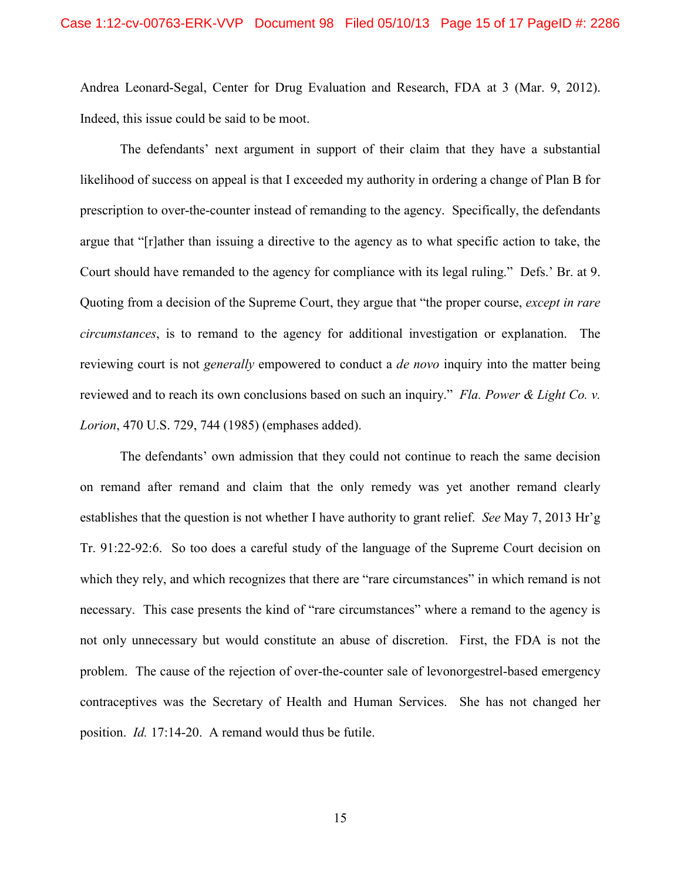Andrea Leonard-Segal, Center for Drug Evaluation and Research, FDA at 3 (Mar. 9, 2012). Indeed, this issue could be said to be moot.

The defendants' next argument in support of their claim that they have a substantial likelihood of success on appeal is that I exceeded my authority in ordering a change of Plan B for prescription to over-the-counter instead of remanding to the agency. Specifically, the defendants argue that "[r]ather than issuing a directive to the agency as to what specific action to take, the Court should have remanded to the agency for compliance with its legal ruling." Defs.' Br. at 9. Quoting from a decision of the Supreme Court, they argue that "the proper course, *except in rare circumstances*, is to remand to the agency for additional investigation or explanation. The reviewing court is not *generally* empowered to conduct a *de novo* inquiry into the matter being reviewed and to reach its own conclusions based on such an inquiry." *Fla. Power & Light Co. v. Lorion*, 470 U.S. 729, 744 (1985) (emphases added).

The defendants' own admission that they could not continue to reach the same decision on remand after remand and claim that the only remedy was yet another remand clearly establishes that the question is not whether I have authority to grant relief. *See* May 7, 2013 Hr'g Tr. 91:22-92:6. So too does a careful study of the language of the Supreme Court decision on which they rely, and which recognizes that there are "rare circumstances" in which remand is not necessary. This case presents the kind of "rare circumstances" where a remand to the agency is not only unnecessary but would constitute an abuse of discretion. First, the FDA is not the problem. The cause of the rejection of over-the-counter sale of levonorgestrel-based emergency contraceptives was the Secretary of Health and Human Services. She has not changed her position. *Id.* 17:14-20. A remand would thus be futile.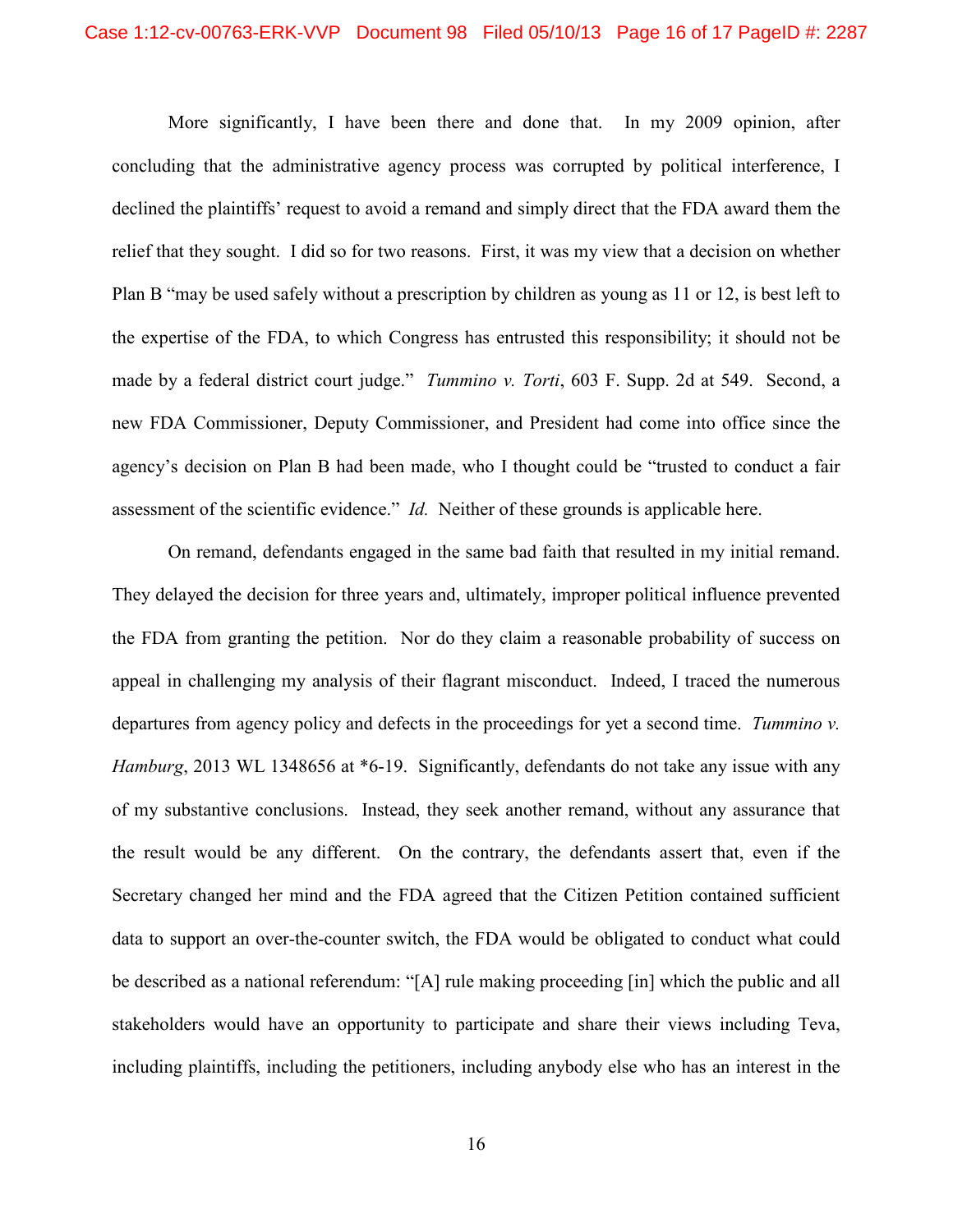More significantly, I have been there and done that. In my 2009 opinion, after concluding that the administrative agency process was corrupted by political interference, I declined the plaintiffs' request to avoid a remand and simply direct that the FDA award them the relief that they sought. I did so for two reasons. First, it was my view that a decision on whether Plan B "may be used safely without a prescription by children as young as 11 or 12, is best left to the expertise of the FDA, to which Congress has entrusted this responsibility; it should not be made by a federal district court judge." *Tummino v. Torti*, 603 F. Supp. 2d at 549. Second, a new FDA Commissioner, Deputy Commissioner, and President had come into office since the agency's decision on Plan B had been made, who I thought could be "trusted to conduct a fair assessment of the scientific evidence." *Id.* Neither of these grounds is applicable here.

On remand, defendants engaged in the same bad faith that resulted in my initial remand. They delayed the decision for three years and, ultimately, improper political influence prevented the FDA from granting the petition. Nor do they claim a reasonable probability of success on appeal in challenging my analysis of their flagrant misconduct. Indeed, I traced the numerous departures from agency policy and defects in the proceedings for yet a second time. *Tummino v. Hamburg*, 2013 WL 1348656 at *6-19. Significantly, defendants do not take any issue with any of my substantive conclusions. Instead, they seek another remand, without any assurance that the result would be any different. On the contrary, the defendants assert that, even if the Secretary changed her mind and the FDA agreed that the Citizen Petition contained sufficient data to support an over-the-counter switch, the FDA would be obligated to conduct what could be described as a national referendum: "[A] rule making proceeding [in] which the public and all stakeholders would have an opportunity to participate and share their views including Teva, including plaintiffs, including the petitioners, including anybody else who has an interest in the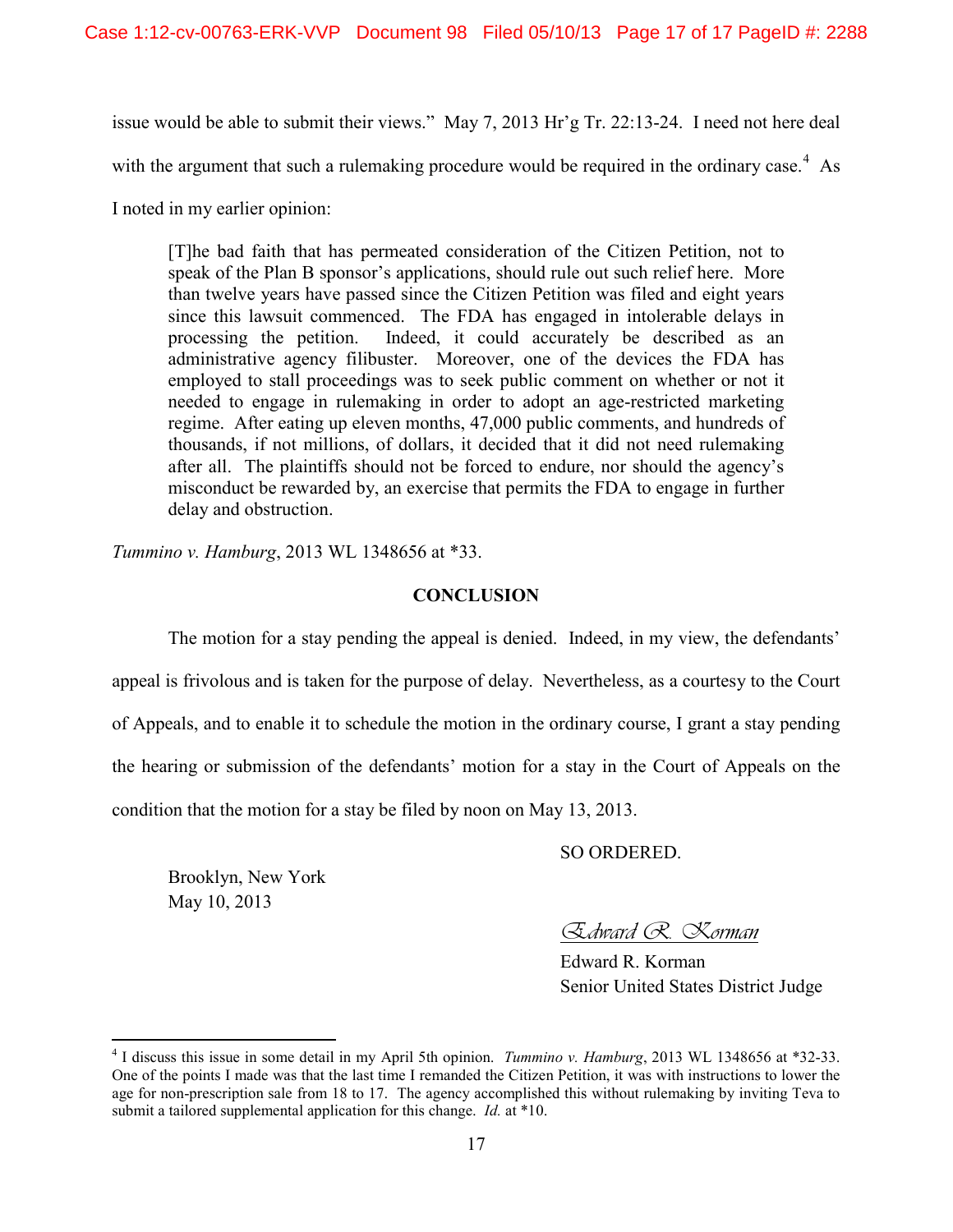issue would be able to submit their views." May 7, 2013 Hr'g Tr. 22:13-24. I need not here deal with the argument that such a rulemaking procedure would be required in the ordinary case.[4] As I noted in my earlier opinion:

> [T]he bad faith that has permeated consideration of the Citizen Petition, not to speak of the Plan B sponsor's applications, should rule out such relief here. More than twelve years have passed since the Citizen Petition was filed and eight years since this lawsuit commenced. The FDA has engaged in intolerable delays in processing the petition. Indeed, it could accurately be described as an administrative agency filibuster. Moreover, one of the devices the FDA has employed to stall proceedings was to seek public comment on whether or not it needed to engage in rulemaking in order to adopt an age-restricted marketing regime. After eating up eleven months, 47,000 public comments, and hundreds of thousands, if not millions, of dollars, it decided that it did not need rulemaking after all. The plaintiffs should not be forced to endure, nor should the agency's misconduct be rewarded by, an exercise that permits the FDA to engage in further delay and obstruction.

*Tummino v. Hamburg*, 2013 WL 1348656 at *33.

**CONCLUSION**

The motion for a stay pending the appeal is denied. Indeed, in my view, the defendants' appeal is frivolous and is taken for the purpose of delay. Nevertheless, as a courtesy to the Court of Appeals, and to enable it to schedule the motion in the ordinary course, I grant a stay pending the hearing or submission of the defendants' motion for a stay in the Court of Appeals on the condition that the motion for a stay be filed by noon on May 13, 2013.

SO ORDERED.

Brooklyn, New York
May 10, 2013

*Edward R. Korman*
Edward R. Korman
Senior United States District Judge

---

[4] I discuss this issue in some detail in my April 5th opinion. *Tummino v. Hamburg*, 2013 WL 1348656 at *32-33. One of the points I made was that the last time I remanded the Citizen Petition, it was with instructions to lower the age for non-prescription sale from 18 to 17. The agency accomplished this without rulemaking by inviting Teva to submit a tailored supplemental application for this change. *Id.* at *10.